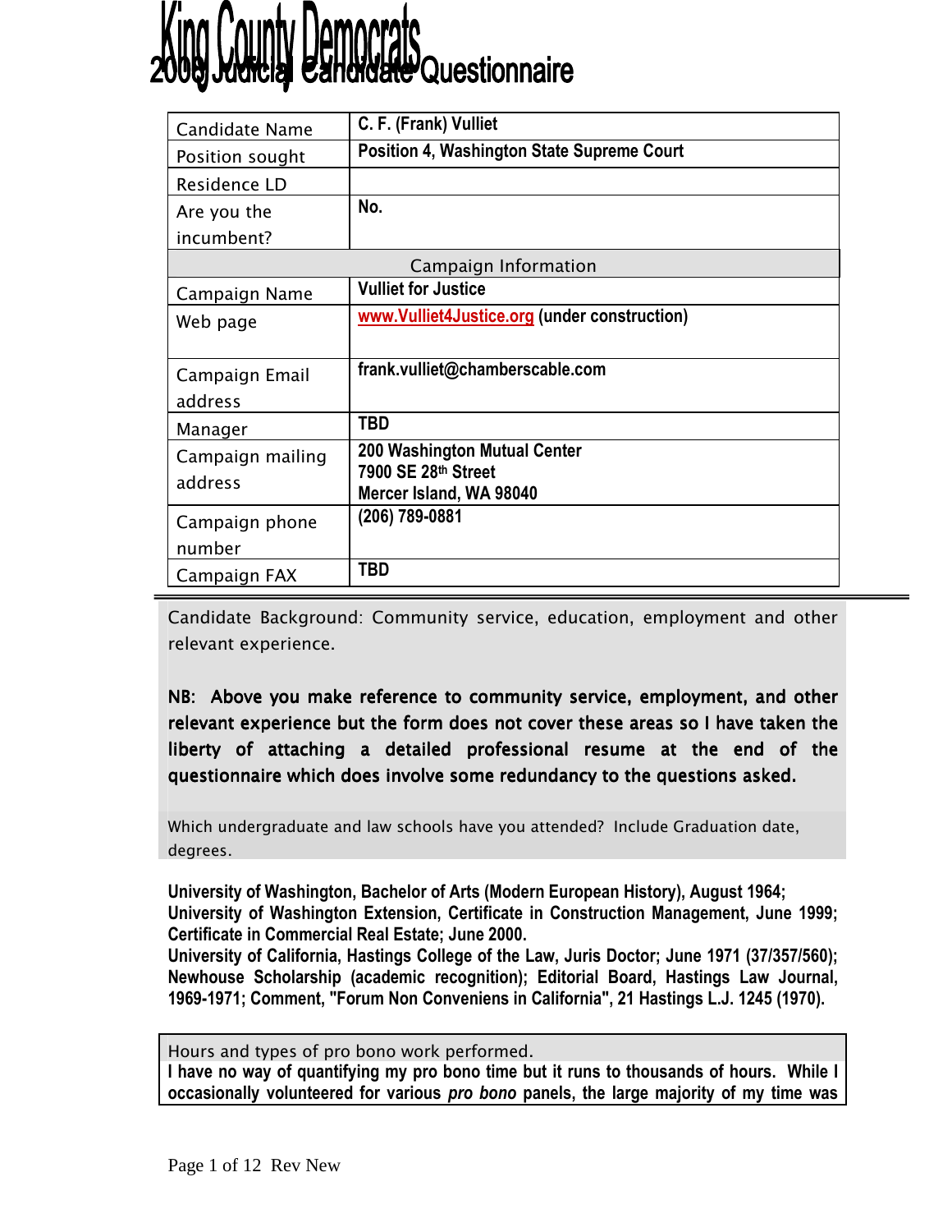# King County Democrats 2008 Judicial Candidate Questionnaire

| Candidate Name | C. F. (Frank) Vulliet |
|---|---|
| Position sought | Position 4, Washington State Supreme Court |
| Residence LD | |
| Are you the incumbent? | No. |
| **Campaign Information** | |
| Campaign Name | Vulliet for Justice |
| Web page | www.Vulliet4Justice.org (under construction) |
| Campaign Email address | frank.vulliet@chamberscable.com |
| Manager | TBD |
| Campaign mailing address | 200 Washington Mutual Center<br>7900 SE 28th Street<br>Mercer Island, WA 98040 |
| Campaign phone number | (206) 789-0881 |
| Campaign FAX | TBD |

Candidate Background: Community service, education, employment and other relevant experience.

**NB: Above you make reference to community service, employment, and other relevant experience but the form does not cover these areas so I have taken the liberty of attaching a detailed professional resume at the end of the questionnaire which does involve some redundancy to the questions asked.**

Which undergraduate and law schools have you attended? Include Graduation date, degrees.

**University of Washington, Bachelor of Arts (Modern European History), August 1964; University of Washington Extension, Certificate in Construction Management, June 1999; Certificate in Commercial Real Estate; June 2000.**
**University of California, Hastings College of the Law, Juris Doctor; June 1971 (37/357/560); Newhouse Scholarship (academic recognition); Editorial Board, Hastings Law Journal, 1969-1971; Comment, "Forum Non Conveniens in California", 21 Hastings L.J. 1245 (1970).**

Hours and types of pro bono work performed.
**I have no way of quantifying my pro bono time but it runs to thousands of hours. While I occasionally volunteered for various *pro bono* panels, the large majority of my time was**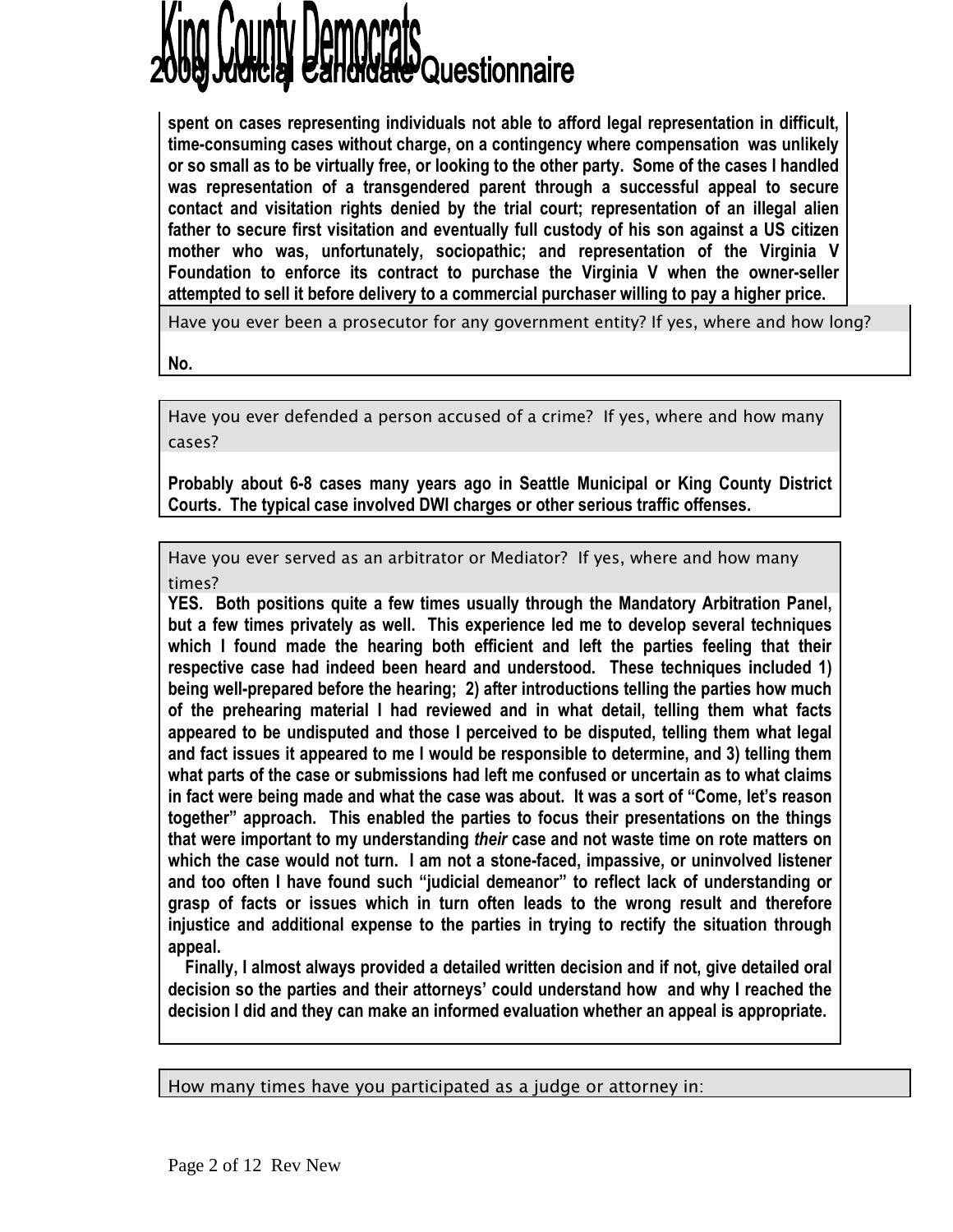**spent on cases representing individuals not able to afford legal representation in difficult, time-consuming cases without charge, on a contingency where compensation was unlikely or so small as to be virtually free, or looking to the other party. Some of the cases I handled was representation of a transgendered parent through a successful appeal to secure contact and visitation rights denied by the trial court; representation of an illegal alien father to secure first visitation and eventually full custody of his son against a US citizen mother who was, unfortunately, sociopathic; and representation of the Virginia V Foundation to enforce its contract to purchase the Virginia V when the owner-seller attempted to sell it before delivery to a commercial purchaser willing to pay a higher price.**

Have you ever been a prosecutor for any government entity? If yes, where and how long?

**No.**

Have you ever defended a person accused of a crime? If yes, where and how many cases?

**Probably about 6-8 cases many years ago in Seattle Municipal or King County District Courts. The typical case involved DWI charges or other serious traffic offenses.**

Have you ever served as an arbitrator or Mediator? If yes, where and how many times?

**YES. Both positions quite a few times usually through the Mandatory Arbitration Panel, but a few times privately as well. This experience led me to develop several techniques which I found made the hearing both efficient and left the parties feeling that their respective case had indeed been heard and understood. These techniques included 1) being well-prepared before the hearing; 2) after introductions telling the parties how much of the prehearing material I had reviewed and in what detail, telling them what facts appeared to be undisputed and those I perceived to be disputed, telling them what legal and fact issues it appeared to me I would be responsible to determine, and 3) telling them what parts of the case or submissions had left me confused or uncertain as to what claims in fact were being made and what the case was about. It was a sort of "Come, let's reason together" approach. This enabled the parties to focus their presentations on the things that were important to my understanding *their* case and not waste time on rote matters on which the case would not turn. I am not a stone-faced, impassive, or uninvolved listener and too often I have found such "judicial demeanor" to reflect lack of understanding or grasp of facts or issues which in turn often leads to the wrong result and therefore injustice and additional expense to the parties in trying to rectify the situation through appeal.**

**Finally, I almost always provided a detailed written decision and if not, give detailed oral decision so the parties and their attorneys' could understand how and why I reached the decision I did and they can make an informed evaluation whether an appeal is appropriate.**

How many times have you participated as a judge or attorney in: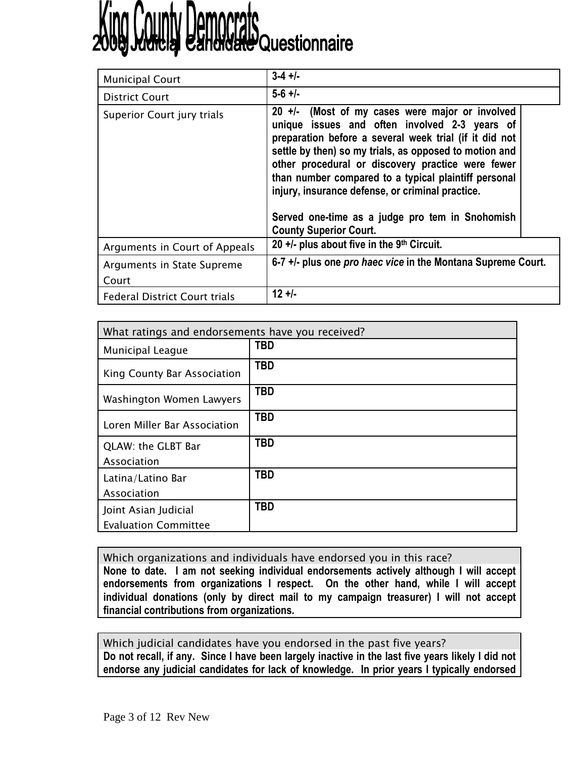| Municipal Court | **3-4 +/-** |
|---|---|
| District Court | **5-6 +/-** |
| Superior Court jury trials | **20 +/- (Most of my cases were major or involved unique issues and often involved 2-3 years of preparation before a several week trial (if it did not settle by then) so my trials, as opposed to motion and other procedural or discovery practice were fewer than number compared to a typical plaintiff personal injury, insurance defense, or criminal practice.**<br><br>**Served one-time as a judge pro tem in Snohomish County Superior Court.** |
| Arguments in Court of Appeals | **20 +/- plus about five in the 9th Circuit.** |
| Arguments in State Supreme Court | **6-7 +/- plus one *pro haec vice* in the Montana Supreme Court.** |
| Federal District Court trials | **12 +/-** |

| What ratings and endorsements have you received? | |
|---|---|
| Municipal League | **TBD** |
| King County Bar Association | **TBD** |
| Washington Women Lawyers | **TBD** |
| Loren Miller Bar Association | **TBD** |
| QLAW: the GLBT Bar Association | **TBD** |
| Latina/Latino Bar Association | **TBD** |
| Joint Asian Judicial Evaluation Committee | **TBD** |

| Which organizations and individuals have endorsed you in this race? |
|---|
| **None to date. I am not seeking individual endorsements actively although I will accept endorsements from organizations I respect. On the other hand, while I will accept individual donations (only by direct mail to my campaign treasurer) I will not accept financial contributions from organizations.** |

| Which judicial candidates have you endorsed in the past five years? |
|---|
| **Do not recall, if any. Since I have been largely inactive in the last five years likely I did not endorse any judicial candidates for lack of knowledge. In prior years I typically endorsed** |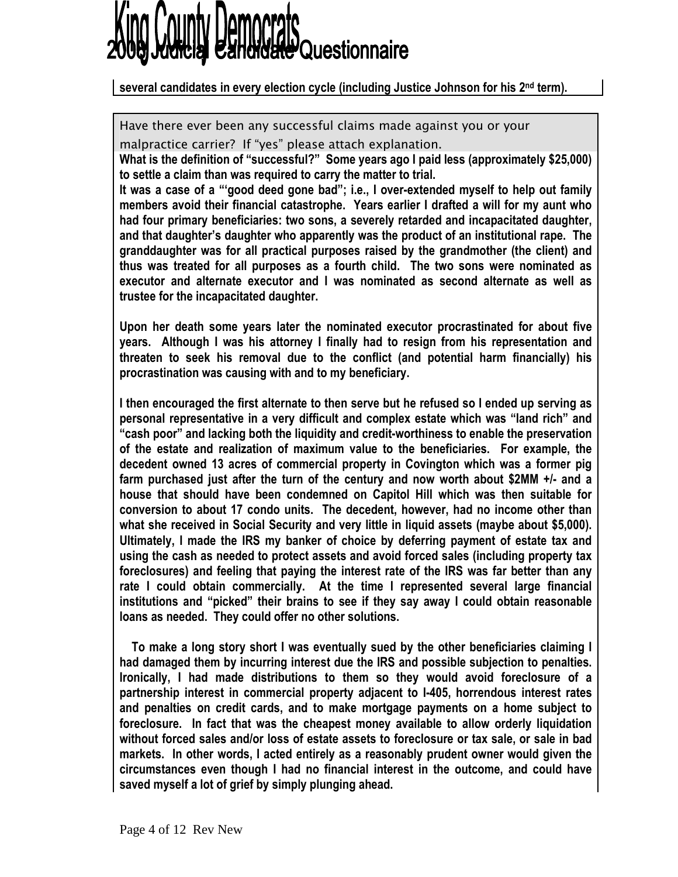**several candidates in every election cycle (including Justice Johnson for his 2nd term).**

Have there ever been any successful claims made against you or your malpractice carrier? If "yes" please attach explanation.

**What is the definition of "successful?" Some years ago I paid less (approximately $25,000) to settle a claim than was required to carry the matter to trial.**

**It was a case of a "'good deed gone bad"; i.e., I over-extended myself to help out family members avoid their financial catastrophe. Years earlier I drafted a will for my aunt who had four primary beneficiaries: two sons, a severely retarded and incapacitated daughter, and that daughter's daughter who apparently was the product of an institutional rape. The granddaughter was for all practical purposes raised by the grandmother (the client) and thus was treated for all purposes as a fourth child. The two sons were nominated as executor and alternate executor and I was nominated as second alternate as well as trustee for the incapacitated daughter.**

**Upon her death some years later the nominated executor procrastinated for about five years. Although I was his attorney I finally had to resign from his representation and threaten to seek his removal due to the conflict (and potential harm financially) his procrastination was causing with and to my beneficiary.**

**I then encouraged the first alternate to then serve but he refused so I ended up serving as personal representative in a very difficult and complex estate which was "land rich" and "cash poor" and lacking both the liquidity and credit-worthiness to enable the preservation of the estate and realization of maximum value to the beneficiaries. For example, the decedent owned 13 acres of commercial property in Covington which was a former pig farm purchased just after the turn of the century and now worth about $2MM +/- and a house that should have been condemned on Capitol Hill which was then suitable for conversion to about 17 condo units. The decedent, however, had no income other than what she received in Social Security and very little in liquid assets (maybe about $5,000). Ultimately, I made the IRS my banker of choice by deferring payment of estate tax and using the cash as needed to protect assets and avoid forced sales (including property tax foreclosures) and feeling that paying the interest rate of the IRS was far better than any rate I could obtain commercially. At the time I represented several large financial institutions and "picked" their brains to see if they say away I could obtain reasonable loans as needed. They could offer no other solutions.**

**To make a long story short I was eventually sued by the other beneficiaries claiming I had damaged them by incurring interest due the IRS and possible subjection to penalties. Ironically, I had made distributions to them so they would avoid foreclosure of a partnership interest in commercial property adjacent to I-405, horrendous interest rates and penalties on credit cards, and to make mortgage payments on a home subject to foreclosure. In fact that was the cheapest money available to allow orderly liquidation without forced sales and/or loss of estate assets to foreclosure or tax sale, or sale in bad markets. In other words, I acted entirely as a reasonably prudent owner would given the circumstances even though I had no financial interest in the outcome, and could have saved myself a lot of grief by simply plunging ahead.**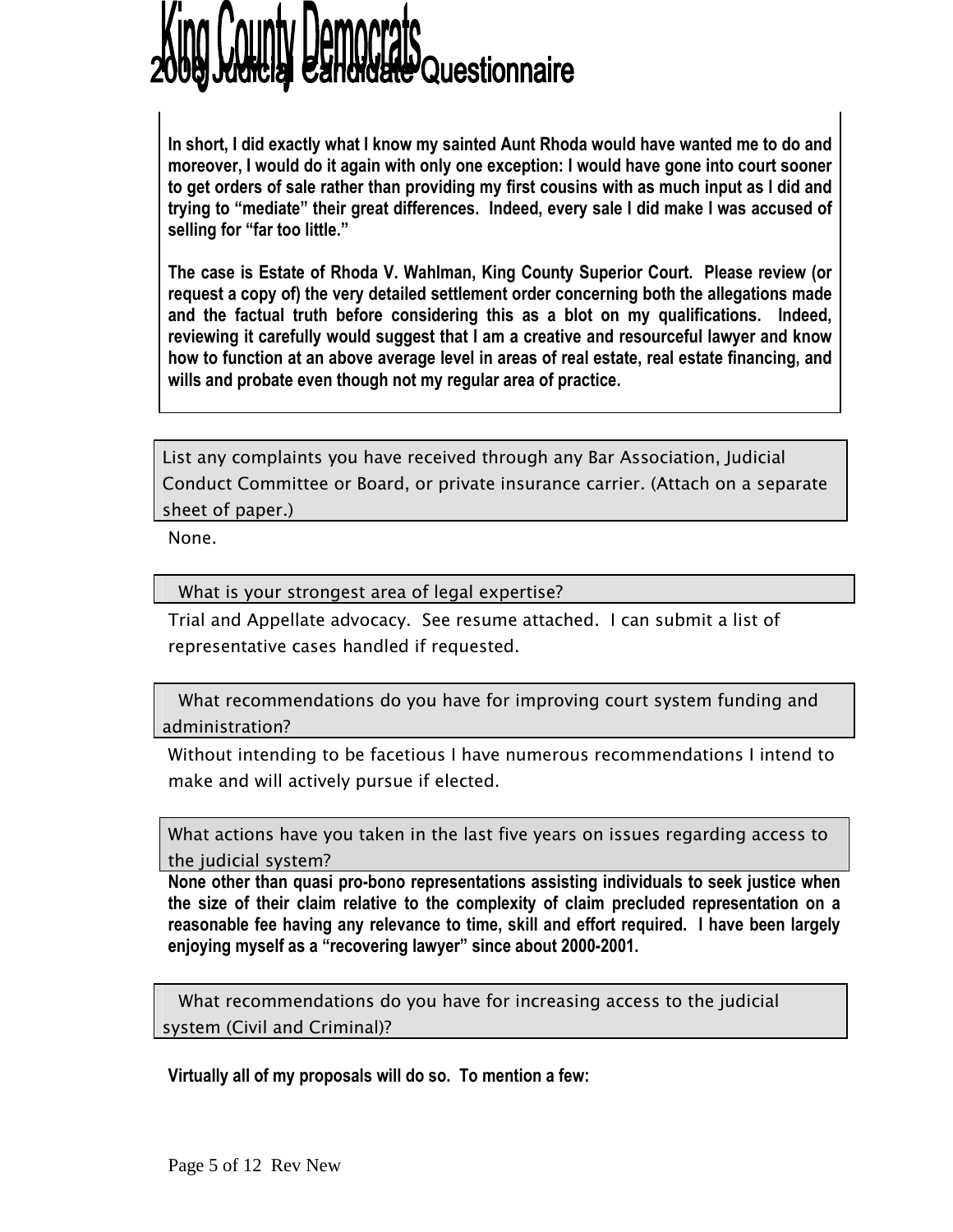**In short, I did exactly what I know my sainted Aunt Rhoda would have wanted me to do and moreover, I would do it again with only one exception: I would have gone into court sooner to get orders of sale rather than providing my first cousins with as much input as I did and trying to "mediate" their great differences. Indeed, every sale I did make I was accused of selling for "far too little."**

**The case is Estate of Rhoda V. Wahlman, King County Superior Court. Please review (or request a copy of) the very detailed settlement order concerning both the allegations made and the factual truth before considering this as a blot on my qualifications. Indeed, reviewing it carefully would suggest that I am a creative and resourceful lawyer and know how to function at an above average level in areas of real estate, real estate financing, and wills and probate even though not my regular area of practice.**

List any complaints you have received through any Bar Association, Judicial Conduct Committee or Board, or private insurance carrier. (Attach on a separate sheet of paper.)

None.

What is your strongest area of legal expertise?

Trial and Appellate advocacy. See resume attached. I can submit a list of representative cases handled if requested.

What recommendations do you have for improving court system funding and administration?

Without intending to be facetious I have numerous recommendations I intend to make and will actively pursue if elected.

What actions have you taken in the last five years on issues regarding access to the judicial system?

**None other than quasi pro-bono representations assisting individuals to seek justice when the size of their claim relative to the complexity of claim precluded representation on a reasonable fee having any relevance to time, skill and effort required. I have been largely enjoying myself as a "recovering lawyer" since about 2000-2001.**

What recommendations do you have for increasing access to the judicial system (Civil and Criminal)?

**Virtually all of my proposals will do so. To mention a few:**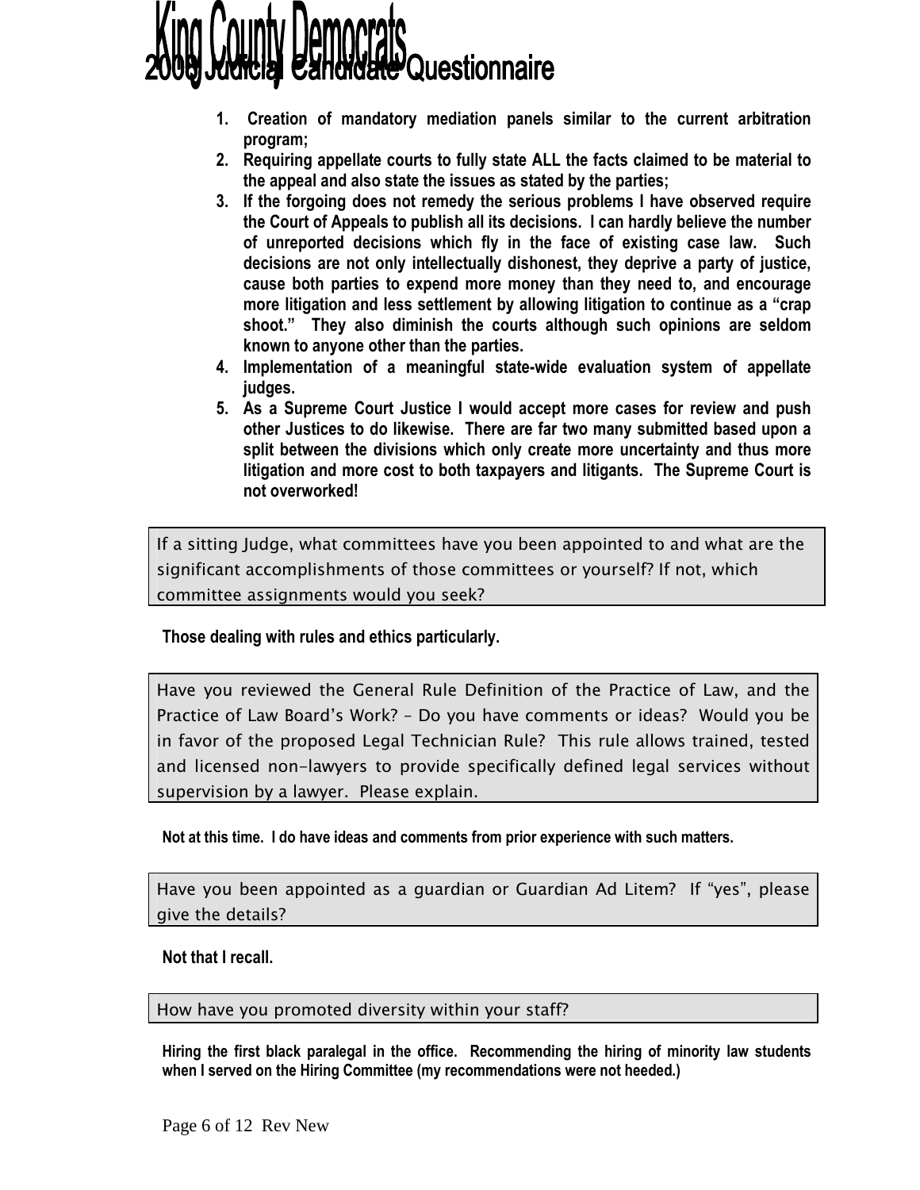1. **Creation of mandatory mediation panels similar to the current arbitration program;**
2. **Requiring appellate courts to fully state ALL the facts claimed to be material to the appeal and also state the issues as stated by the parties;**
3. **If the forgoing does not remedy the serious problems I have observed require the Court of Appeals to publish all its decisions. I can hardly believe the number of unreported decisions which fly in the face of existing case law. Such decisions are not only intellectually dishonest, they deprive a party of justice, cause both parties to expend more money than they need to, and encourage more litigation and less settlement by allowing litigation to continue as a "crap shoot." They also diminish the courts although such opinions are seldom known to anyone other than the parties.**
4. **Implementation of a meaningful state-wide evaluation system of appellate judges.**
5. **As a Supreme Court Justice I would accept more cases for review and push other Justices to do likewise. There are far two many submitted based upon a split between the divisions which only create more uncertainty and thus more litigation and more cost to both taxpayers and litigants. The Supreme Court is not overworked!**

| If a sitting Judge, what committees have you been appointed to and what are the significant accomplishments of those committees or yourself? If not, which committee assignments would you seek? |
|---|

**Those dealing with rules and ethics particularly.**

| Have you reviewed the General Rule Definition of the Practice of Law, and the Practice of Law Board's Work? – Do you have comments or ideas? Would you be in favor of the proposed Legal Technician Rule? This rule allows trained, tested and licensed non-lawyers to provide specifically defined legal services without supervision by a lawyer. Please explain. |
|---|

**Not at this time. I do have ideas and comments from prior experience with such matters.**

| Have you been appointed as a guardian or Guardian Ad Litem? If "yes", please give the details? |
|---|

**Not that I recall.**

| How have you promoted diversity within your staff? |
|---|

**Hiring the first black paralegal in the office. Recommending the hiring of minority law students when I served on the Hiring Committee (my recommendations were not heeded.)**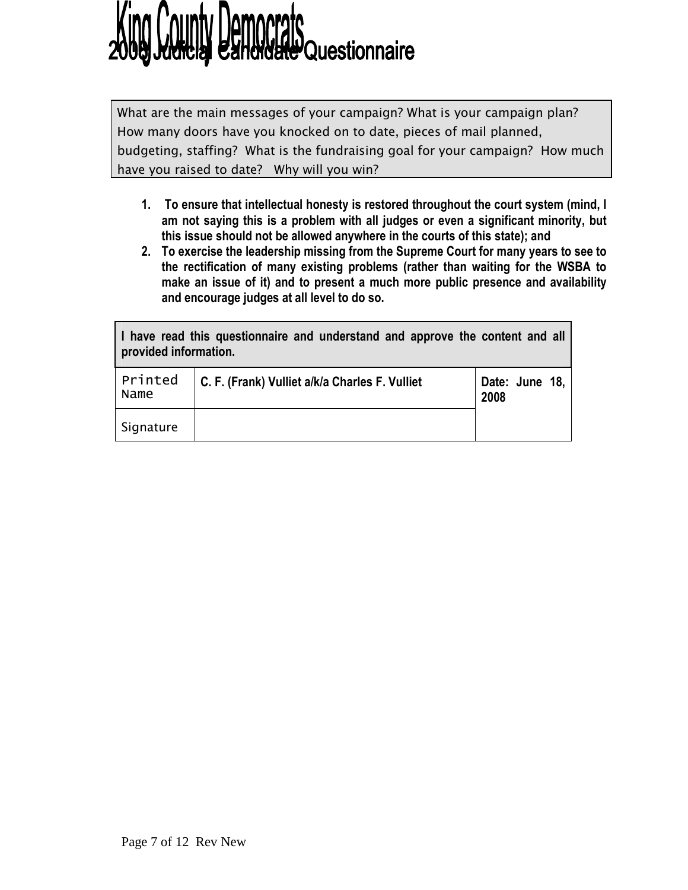# King County Democrats
## 2008 Judicial Candidate Questionnaire

| What are the main messages of your campaign? What is your campaign plan? How many doors have you knocked on to date, pieces of mail planned, budgeting, staffing? What is the fundraising goal for your campaign? How much have you raised to date? Why will you win? |
|---|

1. **To ensure that intellectual honesty is restored throughout the court system (mind, I am not saying this is a problem with all judges or even a significant minority, but this issue should not be allowed anywhere in the courts of this state); and**
2. **To exercise the leadership missing from the Supreme Court for many years to see to the rectification of many existing problems (rather than waiting for the WSBA to make an issue of it) and to present a much more public presence and availability and encourage judges at all level to do so.**

| **I have read this questionnaire and understand and approve the content and all provided information.** | | |
|---|---|---|
| Printed Name | **C. F. (Frank) Vulliet a/k/a Charles F. Vulliet** | **Date: June 18, 2008** |
| Signature | | |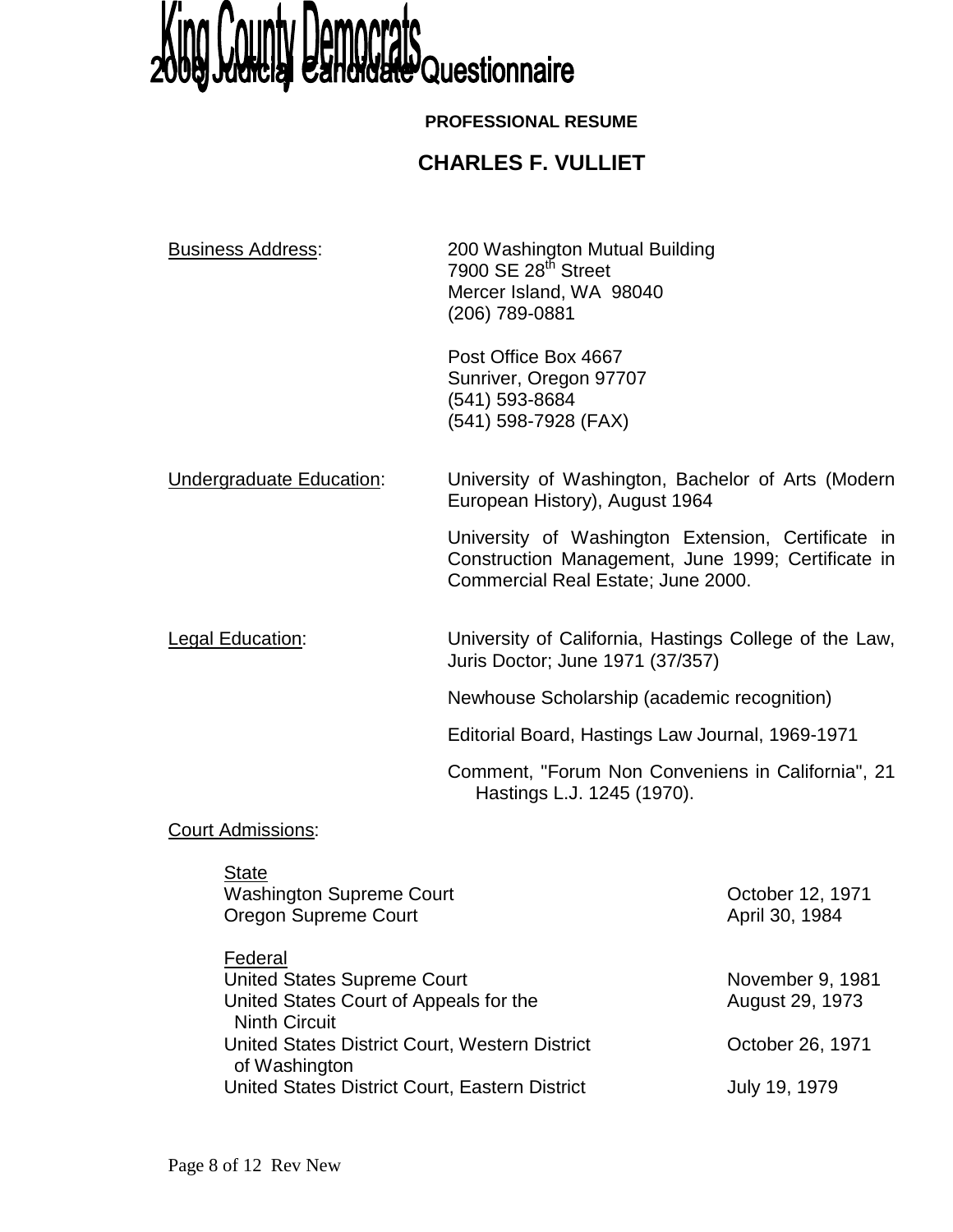# King County Democrats 2009 Judicial Candidate Questionnaire

**PROFESSIONAL RESUME**

## CHARLES F. VULLIET

Business Address:

200 Washington Mutual Building
7900 SE 28th Street
Mercer Island, WA 98040
(206) 789-0881

Post Office Box 4667
Sunriver, Oregon 97707
(541) 593-8684
(541) 598-7928 (FAX)

Undergraduate Education:

University of Washington, Bachelor of Arts (Modern European History), August 1964

University of Washington Extension, Certificate in Construction Management, June 1999; Certificate in Commercial Real Estate; June 2000.

Legal Education:

University of California, Hastings College of the Law, Juris Doctor; June 1971 (37/357)

Newhouse Scholarship (academic recognition)

Editorial Board, Hastings Law Journal, 1969-1971

Comment, "Forum Non Conveniens in California", 21 Hastings L.J. 1245 (1970).

Court Admissions:

State

| Court | Date |
| --- | --- |
| Washington Supreme Court | October 12, 1971 |
| Oregon Supreme Court | April 30, 1984 |

Federal

| Court | Date |
| --- | --- |
| United States Supreme Court | November 9, 1981 |
| United States Court of Appeals for the Ninth Circuit | August 29, 1973 |
| United States District Court, Western District of Washington | October 26, 1971 |
| United States District Court, Eastern District | July 19, 1979 |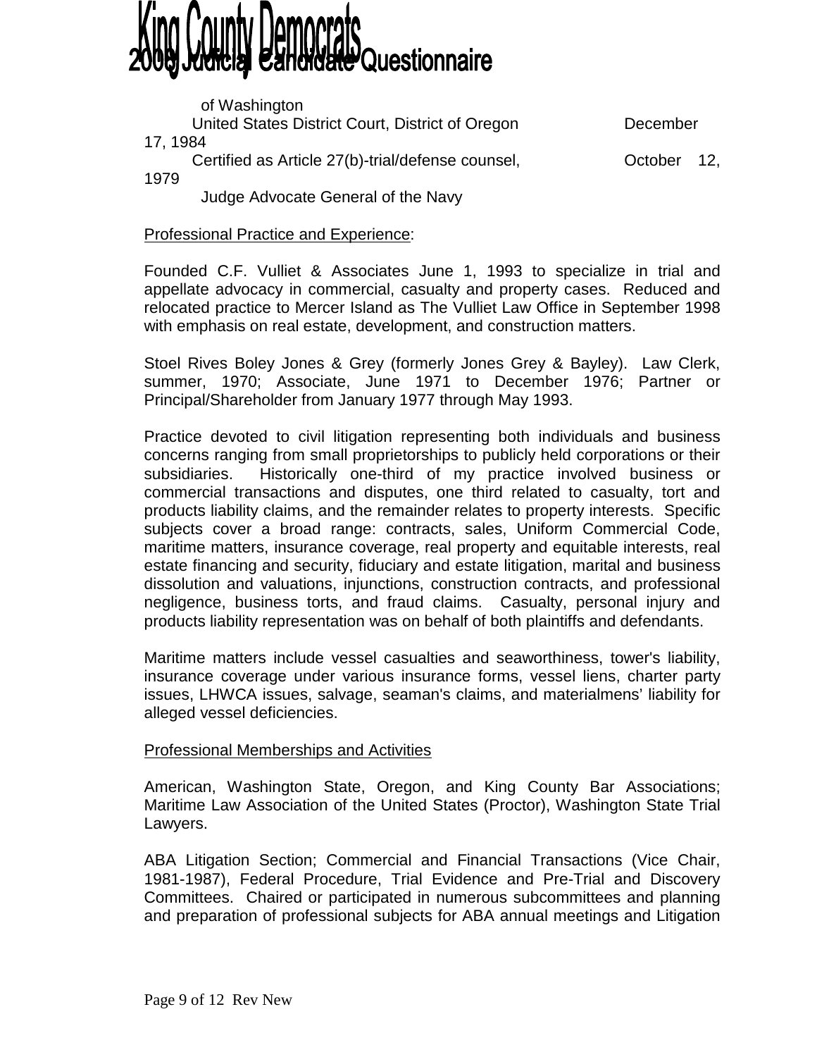of Washington
United States District Court, District of Oregon December 17, 1984
Certified as Article 27(b)-trial/defense counsel, October 12, 1979
Judge Advocate General of the Navy

Professional Practice and Experience:

Founded C.F. Vulliet & Associates June 1, 1993 to specialize in trial and appellate advocacy in commercial, casualty and property cases. Reduced and relocated practice to Mercer Island as The Vulliet Law Office in September 1998 with emphasis on real estate, development, and construction matters.

Stoel Rives Boley Jones & Grey (formerly Jones Grey & Bayley). Law Clerk, summer, 1970; Associate, June 1971 to December 1976; Partner or Principal/Shareholder from January 1977 through May 1993.

Practice devoted to civil litigation representing both individuals and business concerns ranging from small proprietorships to publicly held corporations or their subsidiaries. Historically one-third of my practice involved business or commercial transactions and disputes, one third related to casualty, tort and products liability claims, and the remainder relates to property interests. Specific subjects cover a broad range: contracts, sales, Uniform Commercial Code, maritime matters, insurance coverage, real property and equitable interests, real estate financing and security, fiduciary and estate litigation, marital and business dissolution and valuations, injunctions, construction contracts, and professional negligence, business torts, and fraud claims. Casualty, personal injury and products liability representation was on behalf of both plaintiffs and defendants.

Maritime matters include vessel casualties and seaworthiness, tower's liability, insurance coverage under various insurance forms, vessel liens, charter party issues, LHWCA issues, salvage, seaman's claims, and materialmens' liability for alleged vessel deficiencies.

Professional Memberships and Activities

American, Washington State, Oregon, and King County Bar Associations; Maritime Law Association of the United States (Proctor), Washington State Trial Lawyers.

ABA Litigation Section; Commercial and Financial Transactions (Vice Chair, 1981-1987), Federal Procedure, Trial Evidence and Pre-Trial and Discovery Committees. Chaired or participated in numerous subcommittees and planning and preparation of professional subjects for ABA annual meetings and Litigation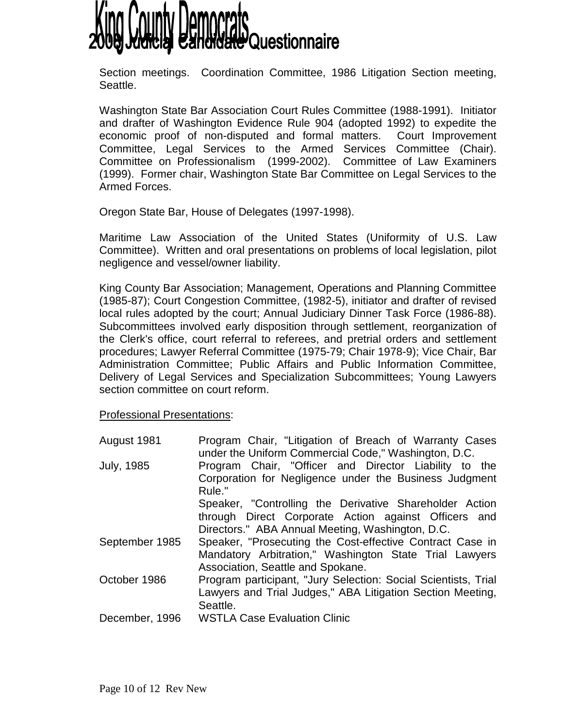Section meetings. Coordination Committee, 1986 Litigation Section meeting, Seattle.

Washington State Bar Association Court Rules Committee (1988-1991). Initiator and drafter of Washington Evidence Rule 904 (adopted 1992) to expedite the economic proof of non-disputed and formal matters. Court Improvement Committee, Legal Services to the Armed Services Committee (Chair). Committee on Professionalism (1999-2002). Committee of Law Examiners (1999). Former chair, Washington State Bar Committee on Legal Services to the Armed Forces.

Oregon State Bar, House of Delegates (1997-1998).

Maritime Law Association of the United States (Uniformity of U.S. Law Committee). Written and oral presentations on problems of local legislation, pilot negligence and vessel/owner liability.

King County Bar Association; Management, Operations and Planning Committee (1985-87); Court Congestion Committee, (1982-5), initiator and drafter of revised local rules adopted by the court; Annual Judiciary Dinner Task Force (1986-88). Subcommittees involved early disposition through settlement, reorganization of the Clerk's office, court referral to referees, and pretrial orders and settlement procedures; Lawyer Referral Committee (1975-79; Chair 1978-9); Vice Chair, Bar Administration Committee; Public Affairs and Public Information Committee, Delivery of Legal Services and Specialization Subcommittees; Young Lawyers section committee on court reform.

<u>Professional Presentations</u>:

| | |
|---|---|
| August 1981 | Program Chair, "Litigation of Breach of Warranty Cases under the Uniform Commercial Code," Washington, D.C. |
| July, 1985 | Program Chair, "Officer and Director Liability to the Corporation for Negligence under the Business Judgment Rule." Speaker, "Controlling the Derivative Shareholder Action through Direct Corporate Action against Officers and Directors." ABA Annual Meeting, Washington, D.C. |
| September 1985 | Speaker, "Prosecuting the Cost-effective Contract Case in Mandatory Arbitration," Washington State Trial Lawyers Association, Seattle and Spokane. |
| October 1986 | Program participant, "Jury Selection: Social Scientists, Trial Lawyers and Trial Judges," ABA Litigation Section Meeting, Seattle. |
| December, 1996 | WSTLA Case Evaluation Clinic |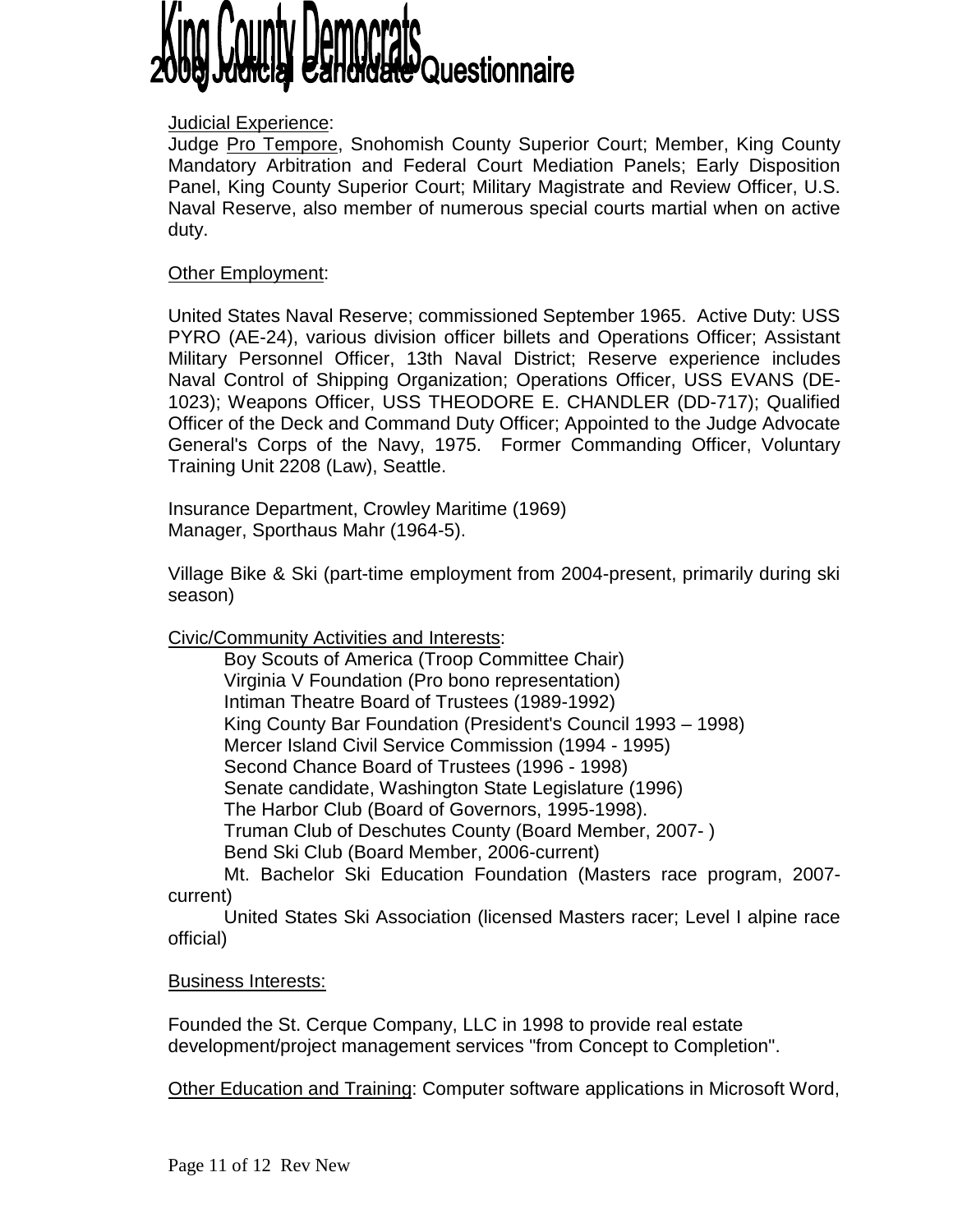Judicial Experience:
Judge Pro Tempore, Snohomish County Superior Court; Member, King County Mandatory Arbitration and Federal Court Mediation Panels; Early Disposition Panel, King County Superior Court; Military Magistrate and Review Officer, U.S. Naval Reserve, also member of numerous special courts martial when on active duty.

Other Employment:

United States Naval Reserve; commissioned September 1965. Active Duty: USS PYRO (AE-24), various division officer billets and Operations Officer; Assistant Military Personnel Officer, 13th Naval District; Reserve experience includes Naval Control of Shipping Organization; Operations Officer, USS EVANS (DE-1023); Weapons Officer, USS THEODORE E. CHANDLER (DD-717); Qualified Officer of the Deck and Command Duty Officer; Appointed to the Judge Advocate General's Corps of the Navy, 1975. Former Commanding Officer, Voluntary Training Unit 2208 (Law), Seattle.

Insurance Department, Crowley Maritime (1969)
Manager, Sporthaus Mahr (1964-5).

Village Bike & Ski (part-time employment from 2004-present, primarily during ski season)

Civic/Community Activities and Interests:

Boy Scouts of America (Troop Committee Chair)
Virginia V Foundation (Pro bono representation)
Intiman Theatre Board of Trustees (1989-1992)
King County Bar Foundation (President's Council 1993 – 1998)
Mercer Island Civil Service Commission (1994 - 1995)
Second Chance Board of Trustees (1996 - 1998)
Senate candidate, Washington State Legislature (1996)
The Harbor Club (Board of Governors, 1995-1998).
Truman Club of Deschutes County (Board Member, 2007- )
Bend Ski Club (Board Member, 2006-current)
Mt. Bachelor Ski Education Foundation (Masters race program, 2007-current)
United States Ski Association (licensed Masters racer; Level I alpine race official)

Business Interests:

Founded the St. Cerque Company, LLC in 1998 to provide real estate development/project management services "from Concept to Completion".

Other Education and Training: Computer software applications in Microsoft Word,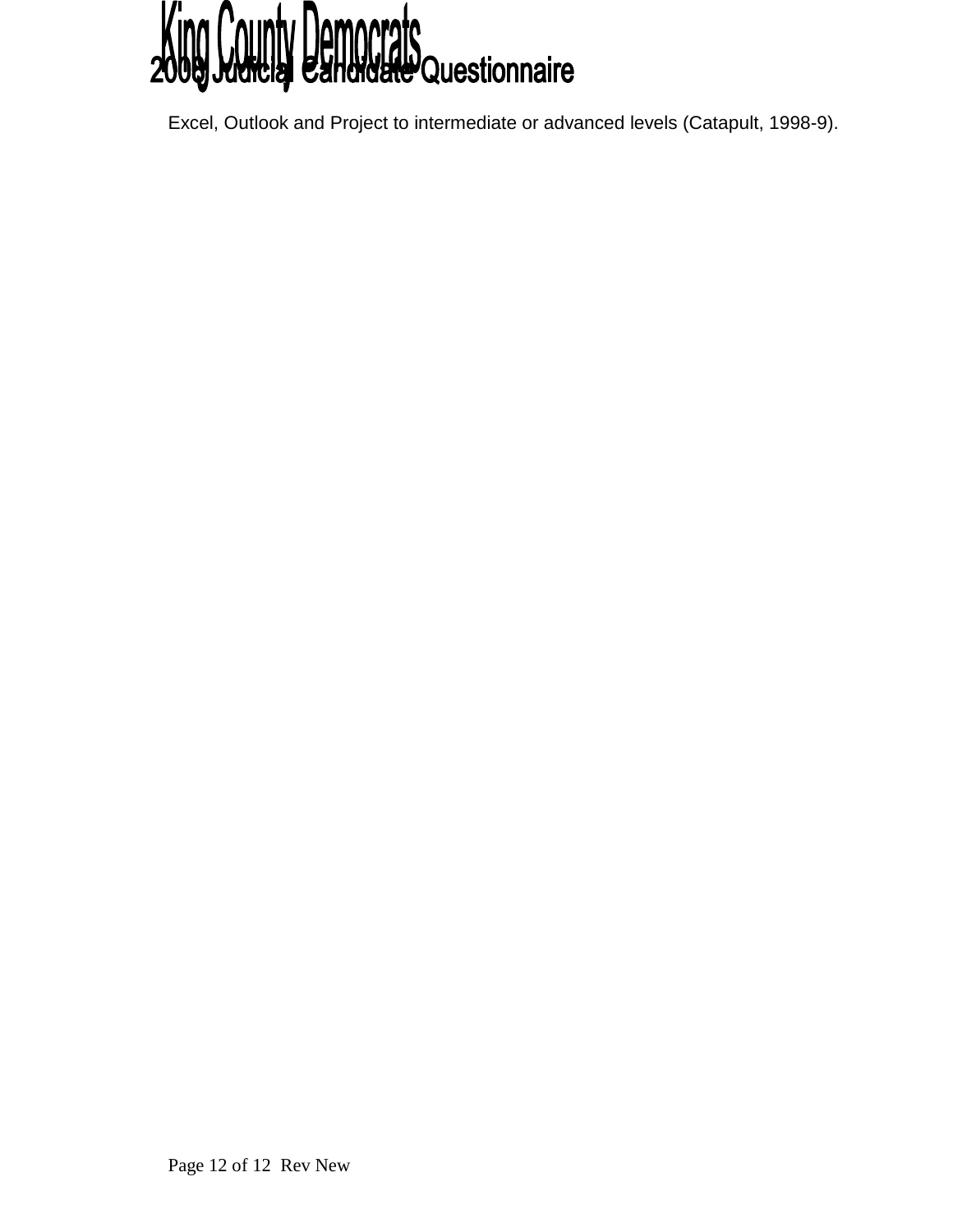Excel, Outlook and Project to intermediate or advanced levels (Catapult, 1998-9).